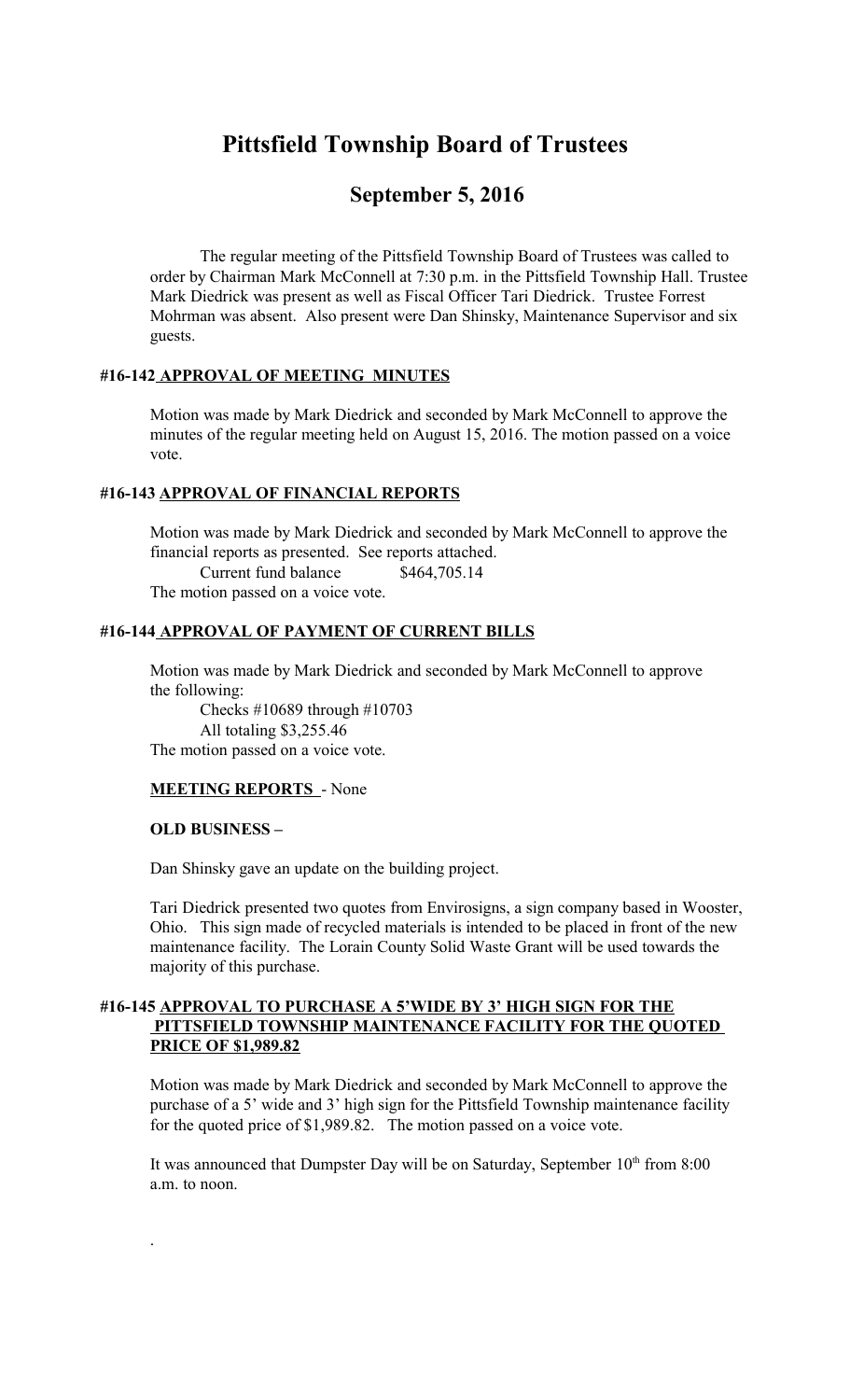# Pittsfield Township Board of Trustees

## September 5, 2016

The regular meeting of the Pittsfield Township Board of Trustees was called to order by Chairman Mark McConnell at 7:30 p.m. in the Pittsfield Township Hall. Trustee Mark Diedrick was present as well as Fiscal Officer Tari Diedrick. Trustee Forrest Mohrman was absent. Also present were Dan Shinsky, Maintenance Supervisor and six guests.

### #16-142 APPROVAL OF MEETING MINUTES

Motion was made by Mark Diedrick and seconded by Mark McConnell to approve the minutes of the regular meeting held on August 15, 2016. The motion passed on a voice vote.

### #16-143 APPROVAL OF FINANCIAL REPORTS

Motion was made by Mark Diedrick and seconded by Mark McConnell to approve the financial reports as presented. See reports attached.

Current fund balance $464,705.14

The motion passed on a voice vote.

### #16-144 APPROVAL OF PAYMENT OF CURRENT BILLS

Motion was made by Mark Diedrick and seconded by Mark McConnell to approve the following:

Checks #10689 through #10703

All totaling $3,255.46

The motion passed on a voice vote.

**MEETING REPORTS** - None

**OLD BUSINESS –**

Dan Shinsky gave an update on the building project.

Tari Diedrick presented two quotes from Envirosigns, a sign company based in Wooster, Ohio. This sign made of recycled materials is intended to be placed in front of the new maintenance facility. The Lorain County Solid Waste Grant will be used towards the majority of this purchase.

### #16-145 APPROVAL TO PURCHASE A 5'WIDE BY 3' HIGH SIGN FOR THE PITTSFIELD TOWNSHIP MAINTENANCE FACILITY FOR THE QUOTED PRICE OF $1,989.82

Motion was made by Mark Diedrick and seconded by Mark McConnell to approve the purchase of a 5' wide and 3' high sign for the Pittsfield Township maintenance facility for the quoted price of $1,989.82. The motion passed on a voice vote.

It was announced that Dumpster Day will be on Saturday, September 10th from 8:00 a.m. to noon.

.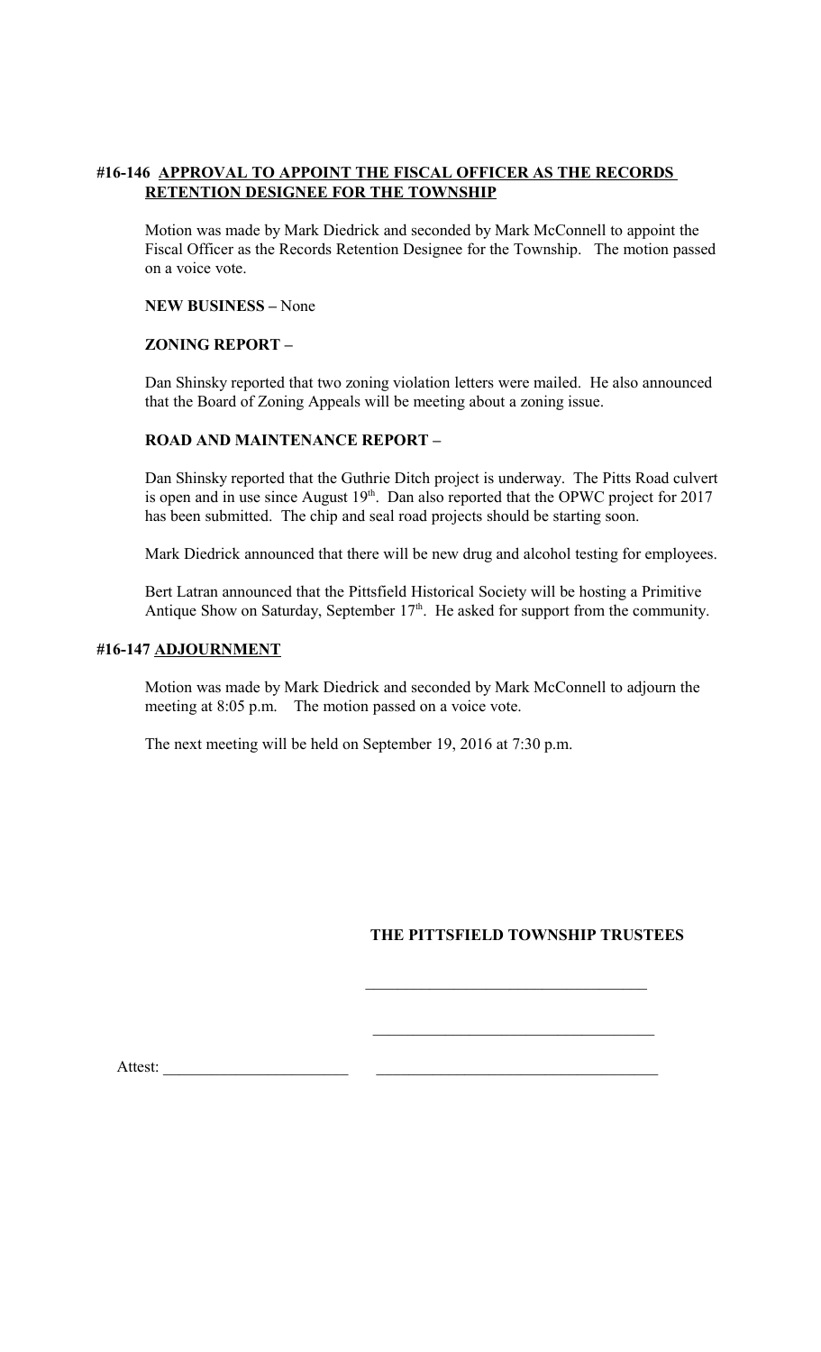**#16-146 APPROVAL TO APPOINT THE FISCAL OFFICER AS THE RECORDS RETENTION DESIGNEE FOR THE TOWNSHIP**

Motion was made by Mark Diedrick and seconded by Mark McConnell to appoint the Fiscal Officer as the Records Retention Designee for the Township. The motion passed on a voice vote.

**NEW BUSINESS –** None

**ZONING REPORT –**

Dan Shinsky reported that two zoning violation letters were mailed. He also announced that the Board of Zoning Appeals will be meeting about a zoning issue.

**ROAD AND MAINTENANCE REPORT –**

Dan Shinsky reported that the Guthrie Ditch project is underway. The Pitts Road culvert is open and in use since August 19th. Dan also reported that the OPWC project for 2017 has been submitted. The chip and seal road projects should be starting soon.

Mark Diedrick announced that there will be new drug and alcohol testing for employees.

Bert Latran announced that the Pittsfield Historical Society will be hosting a Primitive Antique Show on Saturday, September 17th. He asked for support from the community.

**#16-147 ADJOURNMENT**

Motion was made by Mark Diedrick and seconded by Mark McConnell to adjourn the meeting at 8:05 p.m. The motion passed on a voice vote.

The next meeting will be held on September 19, 2016 at 7:30 p.m.

**THE PITTSFIELD TOWNSHIP TRUSTEES**

___________________________________

___________________________________

Attest: _______________________ ___________________________________